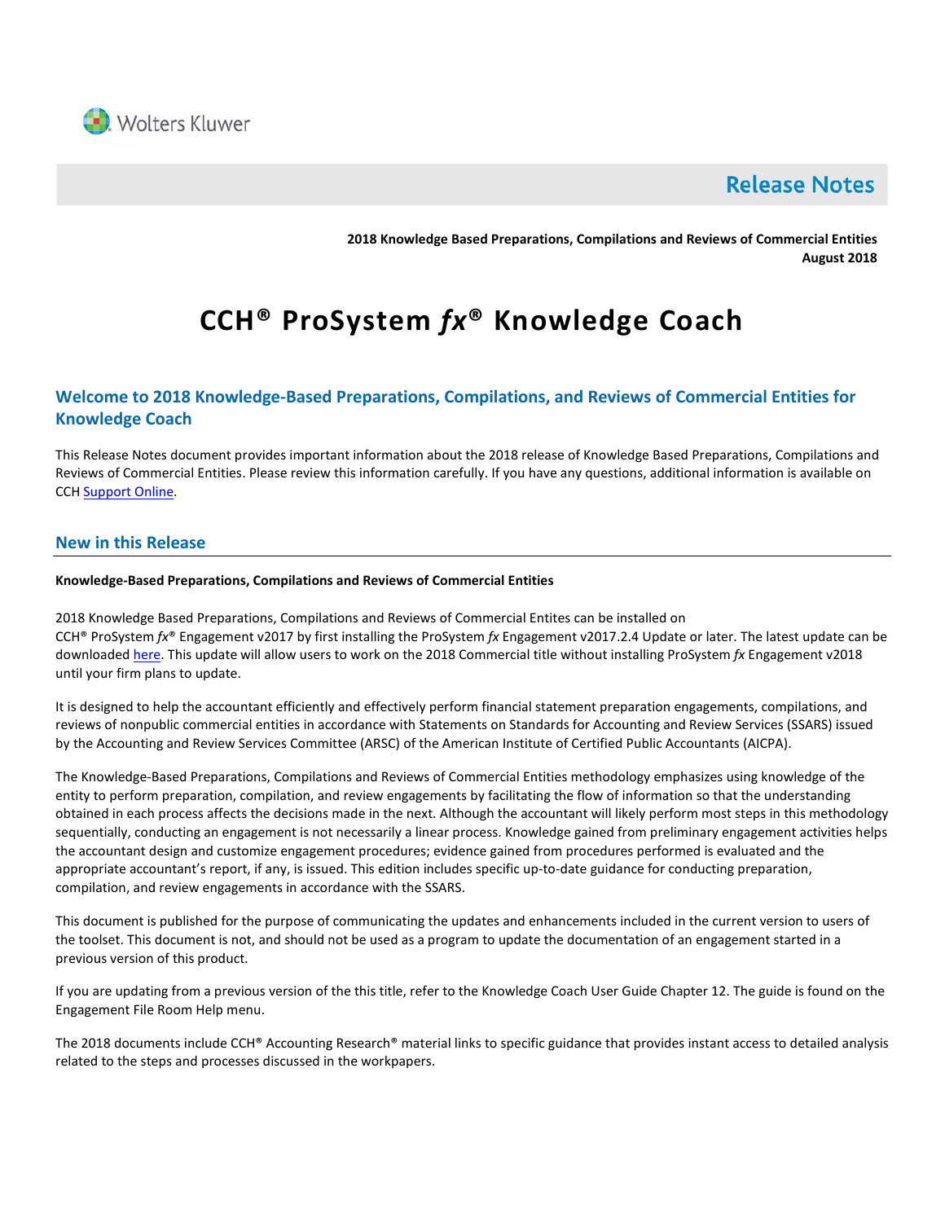Wolters Kluwer

# Release Notes

**2018 Knowledge Based Preparations, Compilations and Reviews of Commercial Entities**
**August 2018**

# CCH® ProSystem *fx*® Knowledge Coach

## Welcome to 2018 Knowledge-Based Preparations, Compilations, and Reviews of Commercial Entities for Knowledge Coach

This Release Notes document provides important information about the 2018 release of Knowledge Based Preparations, Compilations and Reviews of Commercial Entities. Please review this information carefully. If you have any questions, additional information is available on CCH Support Online.

## New in this Release

**Knowledge-Based Preparations, Compilations and Reviews of Commercial Entities**

2018 Knowledge Based Preparations, Compilations and Reviews of Commercial Entites can be installed on CCH® ProSystem *fx*® Engagement v2017 by first installing the ProSystem *fx* Engagement v2017.2.4 Update or later. The latest update can be downloaded here. This update will allow users to work on the 2018 Commercial title without installing ProSystem *fx* Engagement v2018 until your firm plans to update.

It is designed to help the accountant efficiently and effectively perform financial statement preparation engagements, compilations, and reviews of nonpublic commercial entities in accordance with Statements on Standards for Accounting and Review Services (SSARS) issued by the Accounting and Review Services Committee (ARSC) of the American Institute of Certified Public Accountants (AICPA).

The Knowledge-Based Preparations, Compilations and Reviews of Commercial Entities methodology emphasizes using knowledge of the entity to perform preparation, compilation, and review engagements by facilitating the flow of information so that the understanding obtained in each process affects the decisions made in the next. Although the accountant will likely perform most steps in this methodology sequentially, conducting an engagement is not necessarily a linear process. Knowledge gained from preliminary engagement activities helps the accountant design and customize engagement procedures; evidence gained from procedures performed is evaluated and the appropriate accountant's report, if any, is issued. This edition includes specific up-to-date guidance for conducting preparation, compilation, and review engagements in accordance with the SSARS.

This document is published for the purpose of communicating the updates and enhancements included in the current version to users of the toolset. This document is not, and should not be used as a program to update the documentation of an engagement started in a previous version of this product.

If you are updating from a previous version of the this title, refer to the Knowledge Coach User Guide Chapter 12. The guide is found on the Engagement File Room Help menu.

The 2018 documents include CCH® Accounting Research® material links to specific guidance that provides instant access to detailed analysis related to the steps and processes discussed in the workpapers.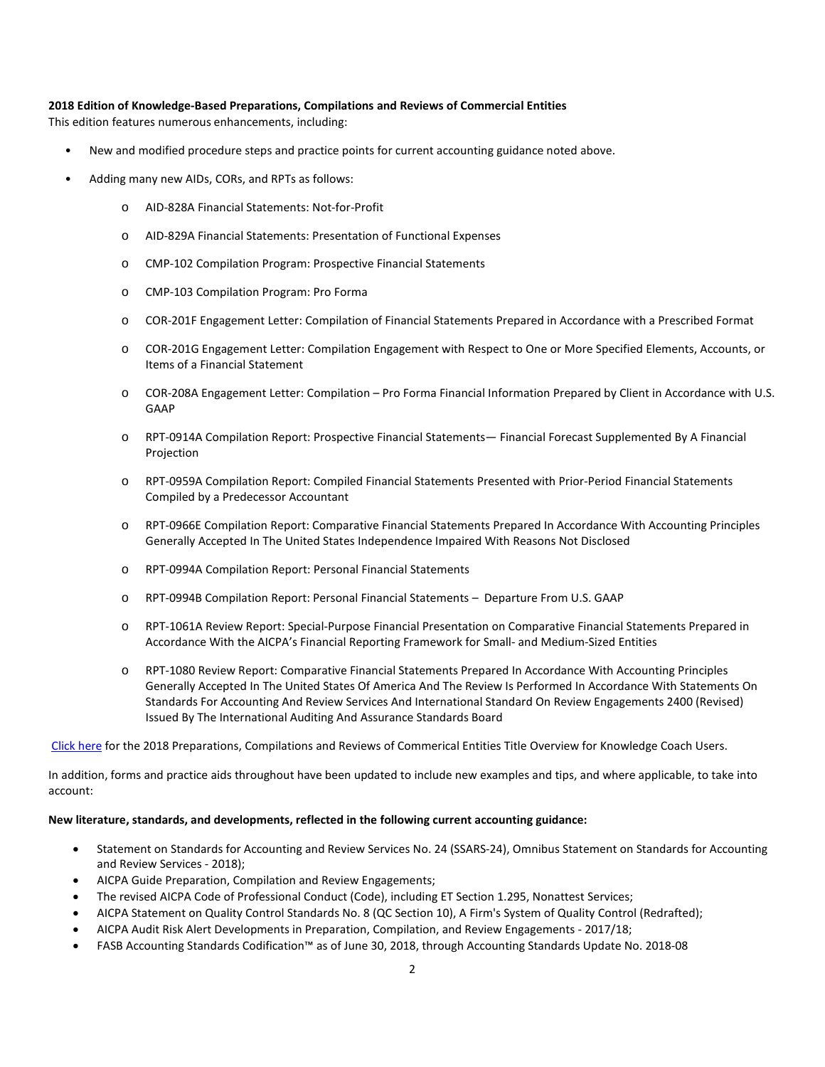**2018 Edition of Knowledge-Based Preparations, Compilations and Reviews of Commercial Entities**

This edition features numerous enhancements, including:

- New and modified procedure steps and practice points for current accounting guidance noted above.
- Adding many new AIDs, CORs, and RPTs as follows:
    - AID-828A Financial Statements: Not-for-Profit
    - AID-829A Financial Statements: Presentation of Functional Expenses
    - CMP-102 Compilation Program: Prospective Financial Statements
    - CMP-103 Compilation Program: Pro Forma
    - COR-201F Engagement Letter: Compilation of Financial Statements Prepared in Accordance with a Prescribed Format
    - COR-201G Engagement Letter: Compilation Engagement with Respect to One or More Specified Elements, Accounts, or Items of a Financial Statement
    - COR-208A Engagement Letter: Compilation – Pro Forma Financial Information Prepared by Client in Accordance with U.S. GAAP
    - RPT-0914A Compilation Report: Prospective Financial Statements— Financial Forecast Supplemented By A Financial Projection
    - RPT-0959A Compilation Report: Compiled Financial Statements Presented with Prior-Period Financial Statements Compiled by a Predecessor Accountant
    - RPT-0966E Compilation Report: Comparative Financial Statements Prepared In Accordance With Accounting Principles Generally Accepted In The United States Independence Impaired With Reasons Not Disclosed
    - RPT-0994A Compilation Report: Personal Financial Statements
    - RPT-0994B Compilation Report: Personal Financial Statements – Departure From U.S. GAAP
    - RPT-1061A Review Report: Special-Purpose Financial Presentation on Comparative Financial Statements Prepared in Accordance With the AICPA's Financial Reporting Framework for Small- and Medium-Sized Entities
    - RPT-1080 Review Report: Comparative Financial Statements Prepared In Accordance With Accounting Principles Generally Accepted In The United States Of America And The Review Is Performed In Accordance With Statements On Standards For Accounting And Review Services And International Standard On Review Engagements 2400 (Revised) Issued By The International Auditing And Assurance Standards Board

Click here for the 2018 Preparations, Compilations and Reviews of Commerical Entities Title Overview for Knowledge Coach Users.

In addition, forms and practice aids throughout have been updated to include new examples and tips, and where applicable, to take into account:

**New literature, standards, and developments, reflected in the following current accounting guidance:**

- Statement on Standards for Accounting and Review Services No. 24 (SSARS-24), Omnibus Statement on Standards for Accounting and Review Services - 2018);
- AICPA Guide Preparation, Compilation and Review Engagements;
- The revised AICPA Code of Professional Conduct (Code), including ET Section 1.295, Nonattest Services;
- AICPA Statement on Quality Control Standards No. 8 (QC Section 10), A Firm's System of Quality Control (Redrafted);
- AICPA Audit Risk Alert Developments in Preparation, Compilation, and Review Engagements - 2017/18;
- FASB Accounting Standards Codification™ as of June 30, 2018, through Accounting Standards Update No. 2018-08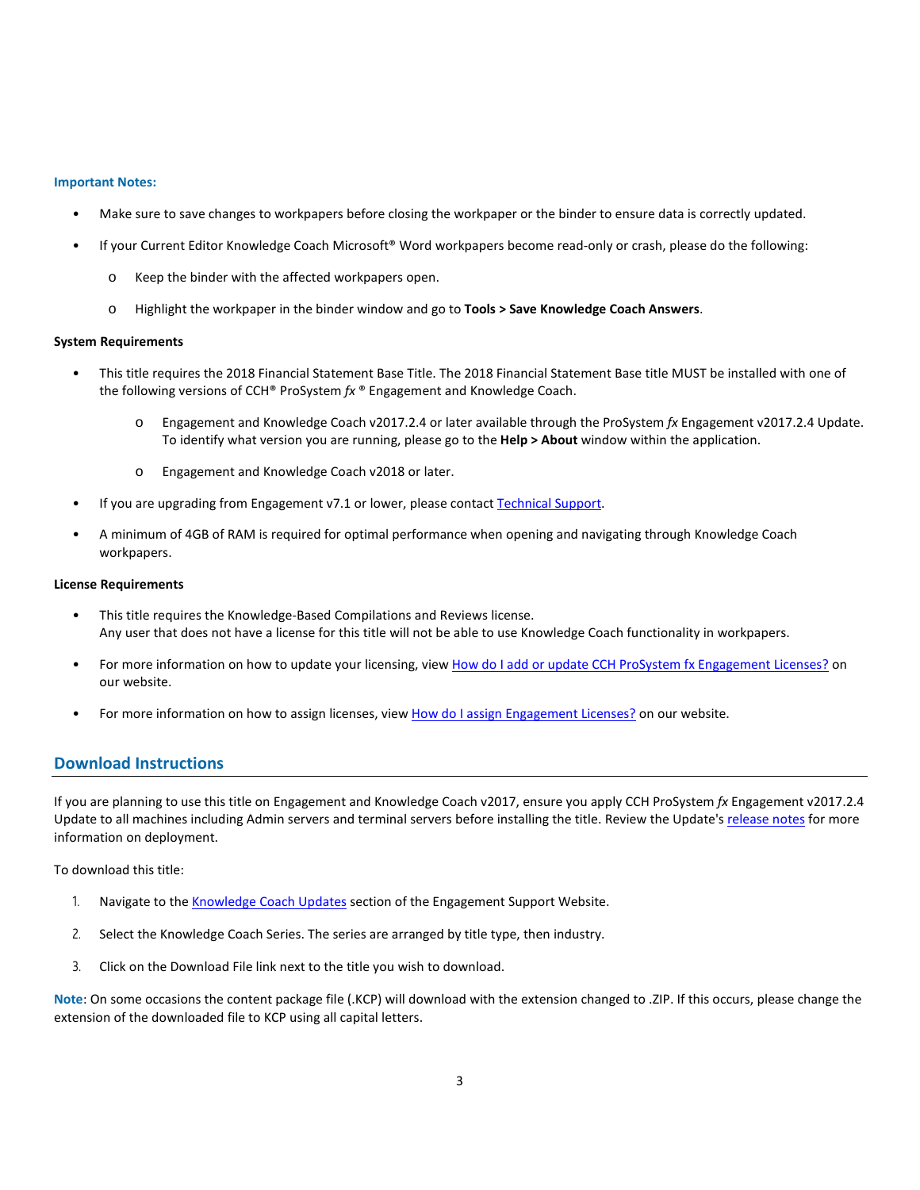**Important Notes:**

- Make sure to save changes to workpapers before closing the workpaper or the binder to ensure data is correctly updated.
- If your Current Editor Knowledge Coach Microsoft® Word workpapers become read-only or crash, please do the following:
  - Keep the binder with the affected workpapers open.
  - Highlight the workpaper in the binder window and go to **Tools > Save Knowledge Coach Answers**.

**System Requirements**

- This title requires the 2018 Financial Statement Base Title. The 2018 Financial Statement Base title MUST be installed with one of the following versions of CCH® ProSystem *fx* ® Engagement and Knowledge Coach.
  - Engagement and Knowledge Coach v2017.2.4 or later available through the ProSystem *fx* Engagement v2017.2.4 Update. To identify what version you are running, please go to the **Help > About** window within the application.
  - Engagement and Knowledge Coach v2018 or later.
- If you are upgrading from Engagement v7.1 or lower, please contact Technical Support.
- A minimum of 4GB of RAM is required for optimal performance when opening and navigating through Knowledge Coach workpapers.

**License Requirements**

- This title requires the Knowledge-Based Compilations and Reviews license.
  Any user that does not have a license for this title will not be able to use Knowledge Coach functionality in workpapers.
- For more information on how to update your licensing, view How do I add or update CCH ProSystem fx Engagement Licenses? on our website.
- For more information on how to assign licenses, view How do I assign Engagement Licenses? on our website.

## Download Instructions

If you are planning to use this title on Engagement and Knowledge Coach v2017, ensure you apply CCH ProSystem *fx* Engagement v2017.2.4 Update to all machines including Admin servers and terminal servers before installing the title. Review the Update's release notes for more information on deployment.

To download this title:

1. Navigate to the Knowledge Coach Updates section of the Engagement Support Website.
2. Select the Knowledge Coach Series. The series are arranged by title type, then industry.
3. Click on the Download File link next to the title you wish to download.

**Note**: On some occasions the content package file (.KCP) will download with the extension changed to .ZIP. If this occurs, please change the extension of the downloaded file to KCP using all capital letters.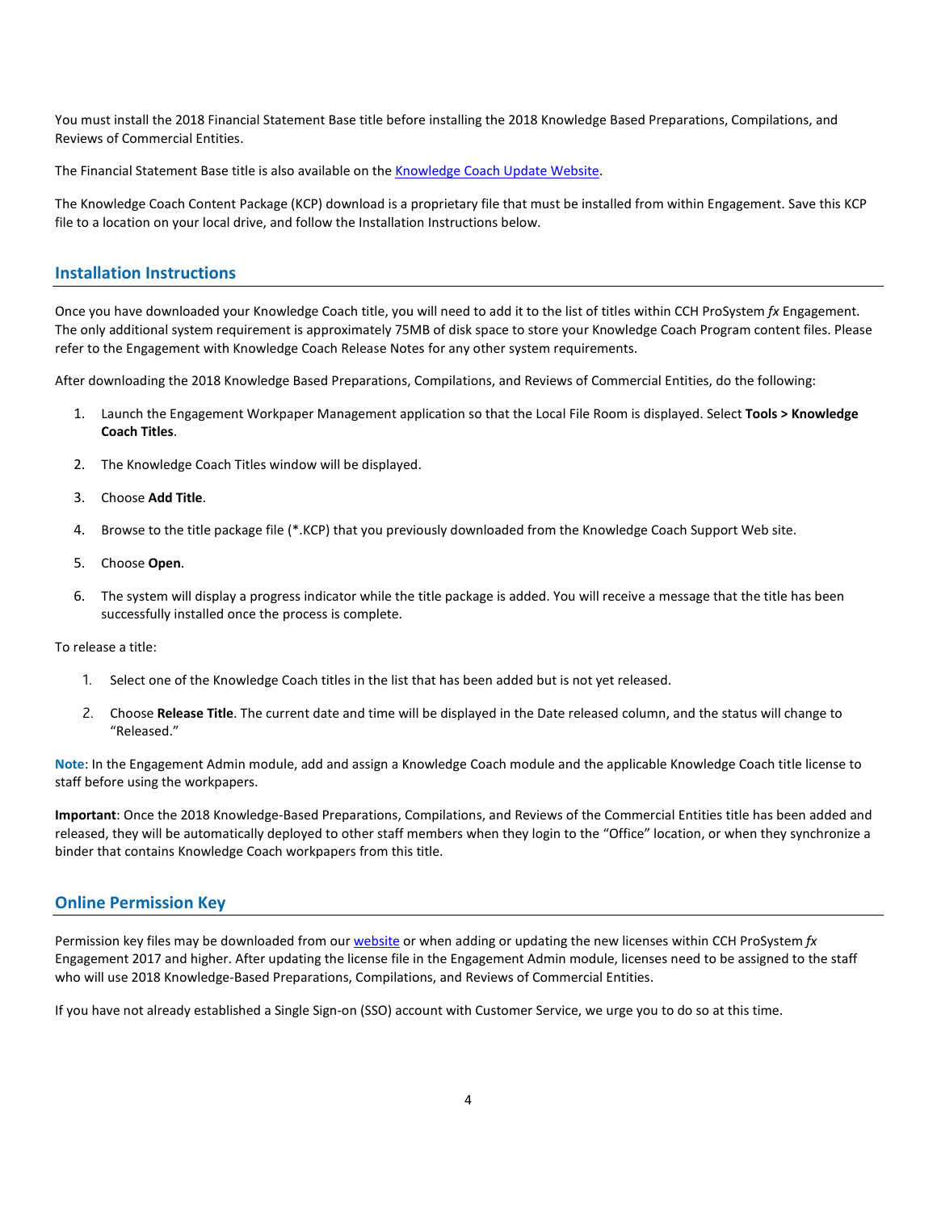You must install the 2018 Financial Statement Base title before installing the 2018 Knowledge Based Preparations, Compilations, and Reviews of Commercial Entities.

The Financial Statement Base title is also available on the [Knowledge Coach Update Website](Knowledge Coach Update Website).

The Knowledge Coach Content Package (KCP) download is a proprietary file that must be installed from within Engagement. Save this KCP file to a location on your local drive, and follow the Installation Instructions below.

## Installation Instructions

Once you have downloaded your Knowledge Coach title, you will need to add it to the list of titles within CCH ProSystem *fx* Engagement. The only additional system requirement is approximately 75MB of disk space to store your Knowledge Coach Program content files. Please refer to the Engagement with Knowledge Coach Release Notes for any other system requirements.

After downloading the 2018 Knowledge Based Preparations, Compilations, and Reviews of Commercial Entities, do the following:

1. Launch the Engagement Workpaper Management application so that the Local File Room is displayed. Select **Tools > Knowledge Coach Titles**.
2. The Knowledge Coach Titles window will be displayed.
3. Choose **Add Title**.
4. Browse to the title package file (*.KCP) that you previously downloaded from the Knowledge Coach Support Web site.
5. Choose **Open**.
6. The system will display a progress indicator while the title package is added. You will receive a message that the title has been successfully installed once the process is complete.

To release a title:

1. Select one of the Knowledge Coach titles in the list that has been added but is not yet released.
2. Choose **Release Title**. The current date and time will be displayed in the Date released column, and the status will change to "Released."

**Note**: In the Engagement Admin module, add and assign a Knowledge Coach module and the applicable Knowledge Coach title license to staff before using the workpapers.

**Important**: Once the 2018 Knowledge-Based Preparations, Compilations, and Reviews of the Commercial Entities title has been added and released, they will be automatically deployed to other staff members when they login to the "Office" location, or when they synchronize a binder that contains Knowledge Coach workpapers from this title.

## Online Permission Key

Permission key files may be downloaded from our [website](website) or when adding or updating the new licenses within CCH ProSystem *fx* Engagement 2017 and higher. After updating the license file in the Engagement Admin module, licenses need to be assigned to the staff who will use 2018 Knowledge-Based Preparations, Compilations, and Reviews of Commercial Entities.

If you have not already established a Single Sign-on (SSO) account with Customer Service, we urge you to do so at this time.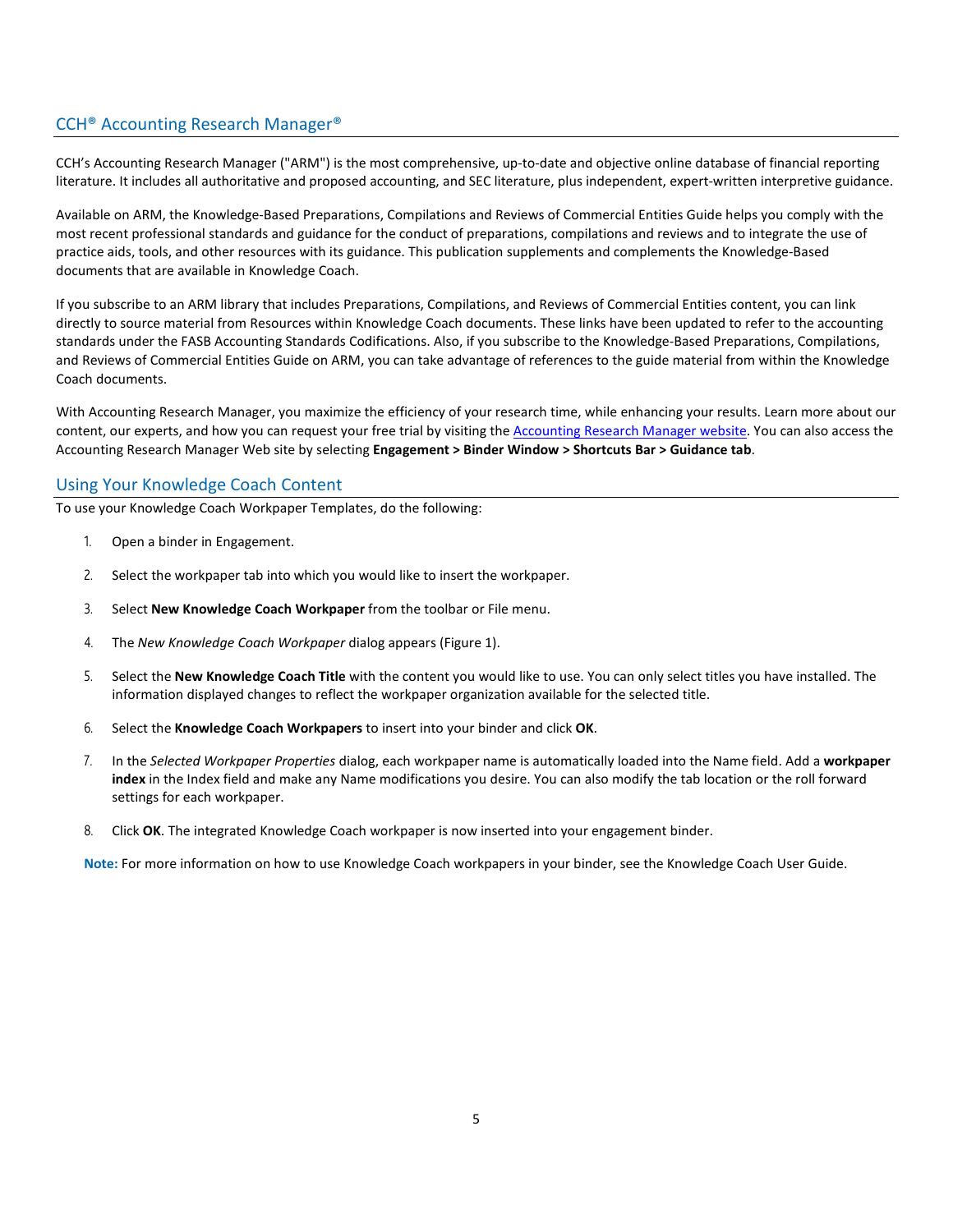## CCH® Accounting Research Manager®

CCH's Accounting Research Manager ("ARM") is the most comprehensive, up-to-date and objective online database of financial reporting literature. It includes all authoritative and proposed accounting, and SEC literature, plus independent, expert-written interpretive guidance.

Available on ARM, the Knowledge-Based Preparations, Compilations and Reviews of Commercial Entities Guide helps you comply with the most recent professional standards and guidance for the conduct of preparations, compilations and reviews and to integrate the use of practice aids, tools, and other resources with its guidance. This publication supplements and complements the Knowledge-Based documents that are available in Knowledge Coach.

If you subscribe to an ARM library that includes Preparations, Compilations, and Reviews of Commercial Entities content, you can link directly to source material from Resources within Knowledge Coach documents. These links have been updated to refer to the accounting standards under the FASB Accounting Standards Codifications. Also, if you subscribe to the Knowledge-Based Preparations, Compilations, and Reviews of Commercial Entities Guide on ARM, you can take advantage of references to the guide material from within the Knowledge Coach documents.

With Accounting Research Manager, you maximize the efficiency of your research time, while enhancing your results. Learn more about our content, our experts, and how you can request your free trial by visiting the Accounting Research Manager website. You can also access the Accounting Research Manager Web site by selecting **Engagement > Binder Window > Shortcuts Bar > Guidance tab**.

## Using Your Knowledge Coach Content

To use your Knowledge Coach Workpaper Templates, do the following:

1. Open a binder in Engagement.
2. Select the workpaper tab into which you would like to insert the workpaper.
3. Select **New Knowledge Coach Workpaper** from the toolbar or File menu.
4. The *New Knowledge Coach Workpaper* dialog appears (Figure 1).
5. Select the **New Knowledge Coach Title** with the content you would like to use. You can only select titles you have installed. The information displayed changes to reflect the workpaper organization available for the selected title.
6. Select the **Knowledge Coach Workpapers** to insert into your binder and click **OK**.
7. In the *Selected Workpaper Properties* dialog, each workpaper name is automatically loaded into the Name field. Add a **workpaper index** in the Index field and make any Name modifications you desire. You can also modify the tab location or the roll forward settings for each workpaper.
8. Click **OK**. The integrated Knowledge Coach workpaper is now inserted into your engagement binder.

**Note:** For more information on how to use Knowledge Coach workpapers in your binder, see the Knowledge Coach User Guide.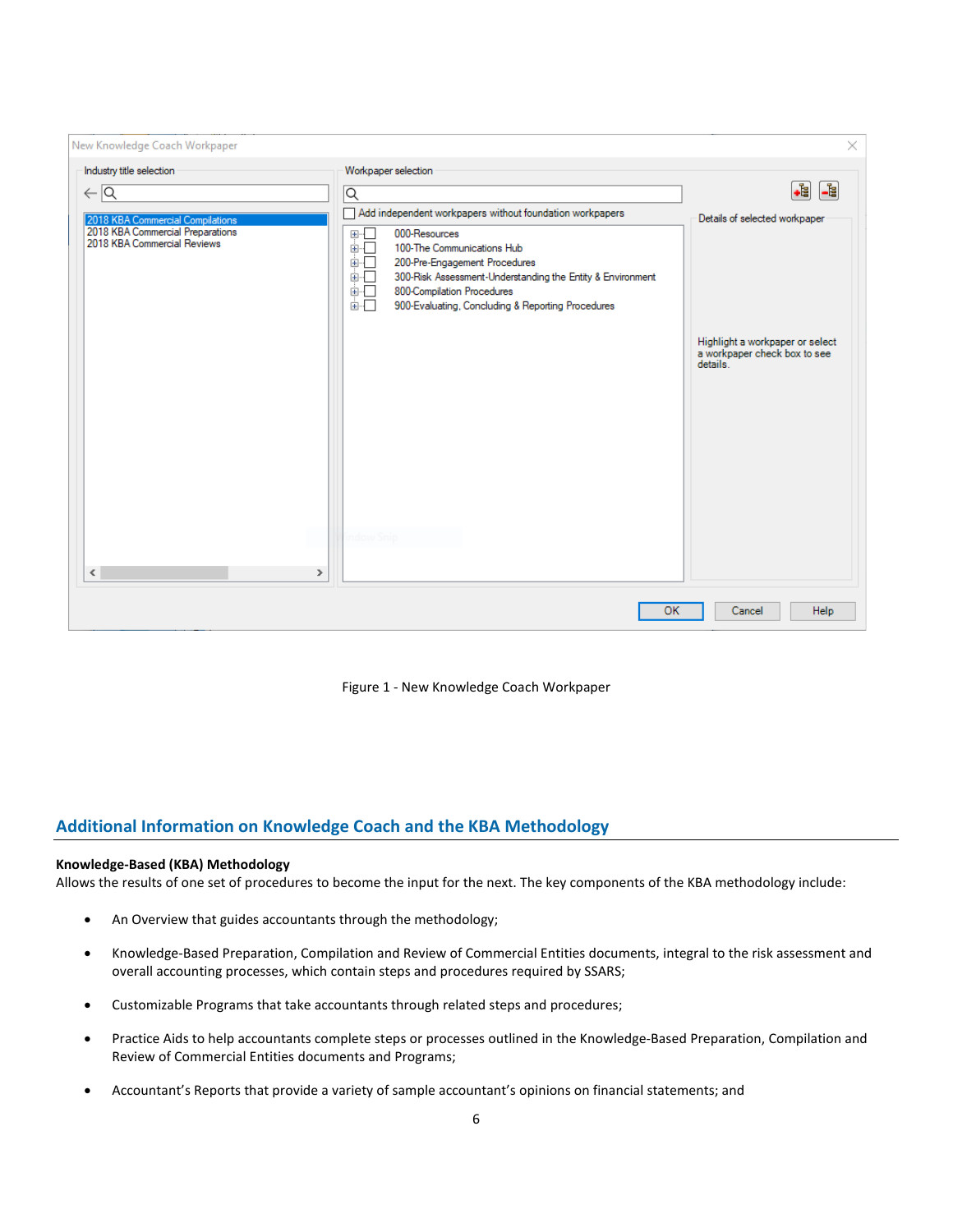Figure 1 - New Knowledge Coach Workpaper

## Additional Information on Knowledge Coach and the KBA Methodology

**Knowledge-Based (KBA) Methodology**

Allows the results of one set of procedures to become the input for the next. The key components of the KBA methodology include:

- An Overview that guides accountants through the methodology;
- Knowledge-Based Preparation, Compilation and Review of Commercial Entities documents, integral to the risk assessment and overall accounting processes, which contain steps and procedures required by SSARS;
- Customizable Programs that take accountants through related steps and procedures;
- Practice Aids to help accountants complete steps or processes outlined in the Knowledge-Based Preparation, Compilation and Review of Commercial Entities documents and Programs;
- Accountant's Reports that provide a variety of sample accountant's opinions on financial statements; and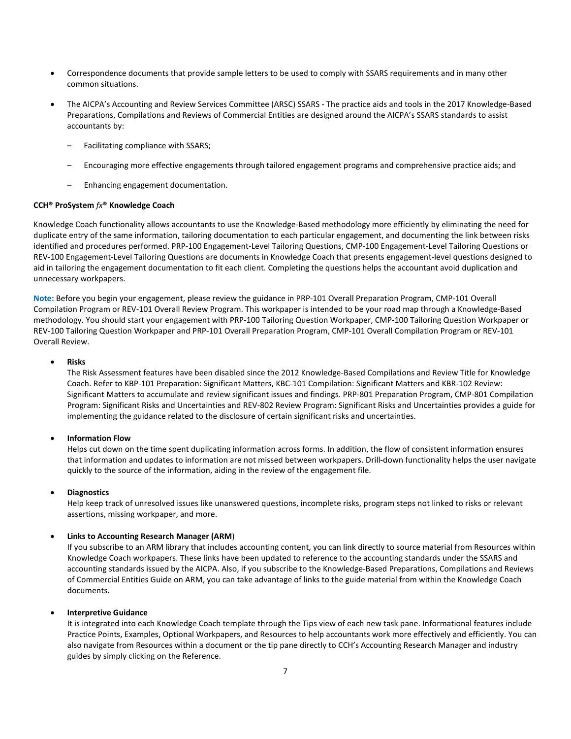- Correspondence documents that provide sample letters to be used to comply with SSARS requirements and in many other common situations.

- The AICPA's Accounting and Review Services Committee (ARSC) SSARS - The practice aids and tools in the 2017 Knowledge-Based Preparations, Compilations and Reviews of Commercial Entities are designed around the AICPA's SSARS standards to assist accountants by:

  – Facilitating compliance with SSARS;

  – Encouraging more effective engagements through tailored engagement programs and comprehensive practice aids; and

  – Enhancing engagement documentation.

**CCH® ProSystem *fx*® Knowledge Coach**

Knowledge Coach functionality allows accountants to use the Knowledge-Based methodology more efficiently by eliminating the need for duplicate entry of the same information, tailoring documentation to each particular engagement, and documenting the link between risks identified and procedures performed. PRP-100 Engagement-Level Tailoring Questions, CMP-100 Engagement-Level Tailoring Questions or REV-100 Engagement-Level Tailoring Questions are documents in Knowledge Coach that presents engagement-level questions designed to aid in tailoring the engagement documentation to fit each client. Completing the questions helps the accountant avoid duplication and unnecessary workpapers.

**Note:** Before you begin your engagement, please review the guidance in PRP-101 Overall Preparation Program, CMP-101 Overall Compilation Program or REV-101 Overall Review Program. This workpaper is intended to be your road map through a Knowledge-Based methodology. You should start your engagement with PRP-100 Tailoring Question Workpaper, CMP-100 Tailoring Question Workpaper or REV-100 Tailoring Question Workpaper and PRP-101 Overall Preparation Program, CMP-101 Overall Compilation Program or REV-101 Overall Review.

- **Risks**
  The Risk Assessment features have been disabled since the 2012 Knowledge-Based Compilations and Review Title for Knowledge Coach. Refer to KBP-101 Preparation: Significant Matters, KBC-101 Compilation: Significant Matters and KBR-102 Review: Significant Matters to accumulate and review significant issues and findings. PRP-801 Preparation Program, CMP-801 Compilation Program: Significant Risks and Uncertainties and REV-802 Review Program: Significant Risks and Uncertainties provides a guide for implementing the guidance related to the disclosure of certain significant risks and uncertainties.

- **Information Flow**
  Helps cut down on the time spent duplicating information across forms. In addition, the flow of consistent information ensures that information and updates to information are not missed between workpapers. Drill-down functionality helps the user navigate quickly to the source of the information, aiding in the review of the engagement file.

- **Diagnostics**
  Help keep track of unresolved issues like unanswered questions, incomplete risks, program steps not linked to risks or relevant assertions, missing workpaper, and more.

- **Links to Accounting Research Manager (ARM)**
  If you subscribe to an ARM library that includes accounting content, you can link directly to source material from Resources within Knowledge Coach workpapers. These links have been updated to reference to the accounting standards under the SSARS and accounting standards issued by the AICPA. Also, if you subscribe to the Knowledge-Based Preparations, Compilations and Reviews of Commercial Entities Guide on ARM, you can take advantage of links to the guide material from within the Knowledge Coach documents.

- **Interpretive Guidance**
  It is integrated into each Knowledge Coach template through the Tips view of each new task pane. Informational features include Practice Points, Examples, Optional Workpapers, and Resources to help accountants work more effectively and efficiently. You can also navigate from Resources within a document or the tip pane directly to CCH's Accounting Research Manager and industry guides by simply clicking on the Reference.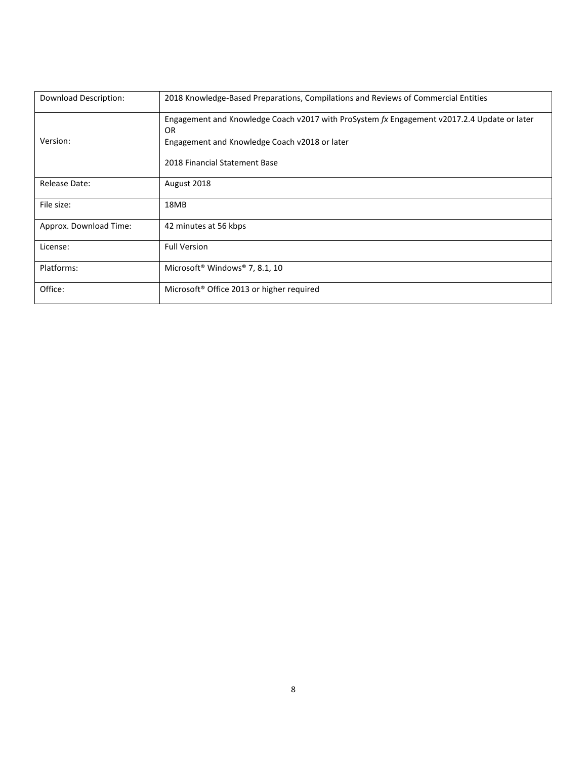| | |
|---|---|
| Download Description: | 2018 Knowledge-Based Preparations, Compilations and Reviews of Commercial Entities |
| Version: | Engagement and Knowledge Coach v2017 with ProSystem *fx* Engagement v2017.2.4 Update or later<br>OR<br>Engagement and Knowledge Coach v2018 or later<br><br>2018 Financial Statement Base |
| Release Date: | August 2018 |
| File size: | 18MB |
| Approx. Download Time: | 42 minutes at 56 kbps |
| License: | Full Version |
| Platforms: | Microsoft® Windows® 7, 8.1, 10 |
| Office: | Microsoft® Office 2013 or higher required |